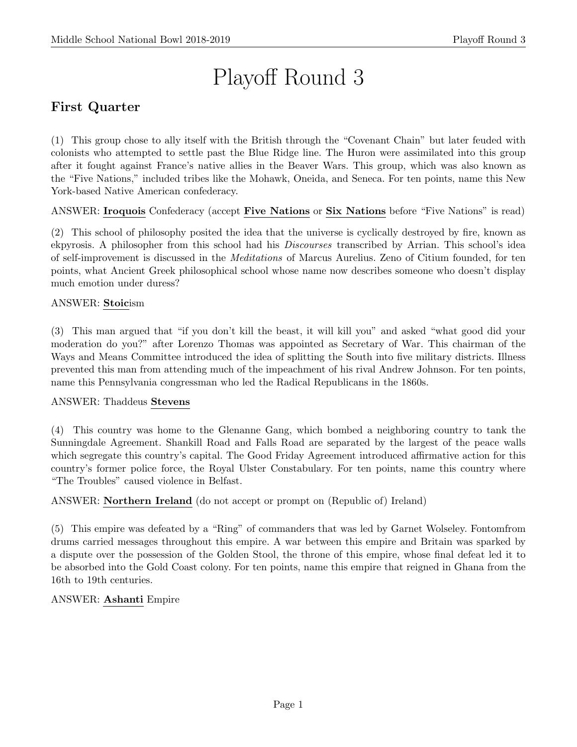# Playoff Round 3

## First Quarter

(1) This group chose to ally itself with the British through the "Covenant Chain" but later feuded with colonists who attempted to settle past the Blue Ridge line. The Huron were assimilated into this group after it fought against France's native allies in the Beaver Wars. This group, which was also known as the "Five Nations," included tribes like the Mohawk, Oneida, and Seneca. For ten points, name this New York-based Native American confederacy.

ANSWER: **Iroquois** Confederacy (accept **Five Nations** or **Six Nations** before "Five Nations" is read)

(2) This school of philosophy posited the idea that the universe is cyclically destroyed by fire, known as ekpyrosis. A philosopher from this school had his *Discourses* transcribed by Arrian. This school's idea of self-improvement is discussed in the *Meditations* of Marcus Aurelius. Zeno of Citium founded, for ten points, what Ancient Greek philosophical school whose name now describes someone who doesn't display much emotion under duress?

ANSWER: **Stoic**ism

(3) This man argued that "if you don't kill the beast, it will kill you" and asked "what good did your moderation do you?" after Lorenzo Thomas was appointed as Secretary of War. This chairman of the Ways and Means Committee introduced the idea of splitting the South into five military districts. Illness prevented this man from attending much of the impeachment of his rival Andrew Johnson. For ten points, name this Pennsylvania congressman who led the Radical Republicans in the 1860s.

ANSWER: Thaddeus **Stevens**

(4) This country was home to the Glenanne Gang, which bombed a neighboring country to tank the Sunningdale Agreement. Shankill Road and Falls Road are separated by the largest of the peace walls which segregate this country's capital. The Good Friday Agreement introduced affirmative action for this country's former police force, the Royal Ulster Constabulary. For ten points, name this country where "The Troubles" caused violence in Belfast.

ANSWER: **Northern Ireland** (do not accept or prompt on (Republic of) Ireland)

(5) This empire was defeated by a "Ring" of commanders that was led by Garnet Wolseley. Fontomfrom drums carried messages throughout this empire. A war between this empire and Britain was sparked by a dispute over the possession of the Golden Stool, the throne of this empire, whose final defeat led it to be absorbed into the Gold Coast colony. For ten points, name this empire that reigned in Ghana from the 16th to 19th centuries.

ANSWER: **Ashanti** Empire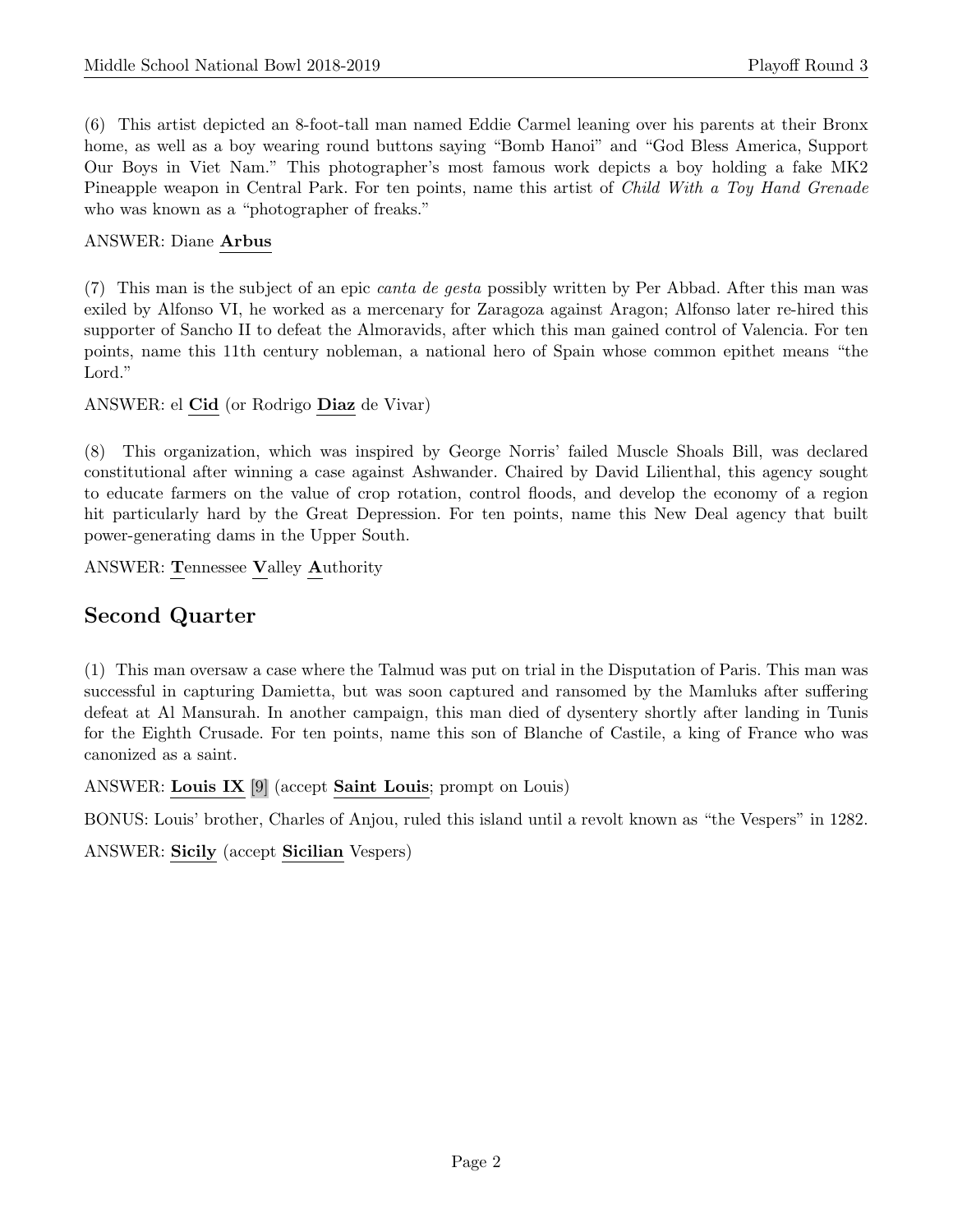(6) This artist depicted an 8-foot-tall man named Eddie Carmel leaning over his parents at their Bronx home, as well as a boy wearing round buttons saying "Bomb Hanoi" and "God Bless America, Support Our Boys in Viet Nam." This photographer's most famous work depicts a boy holding a fake MK2 Pineapple weapon in Central Park. For ten points, name this artist of *Child With a Toy Hand Grenade* who was known as a "photographer of freaks."

ANSWER: Diane **Arbus**

(7) This man is the subject of an epic *canta de gesta* possibly written by Per Abbad. After this man was exiled by Alfonso VI, he worked as a mercenary for Zaragoza against Aragon; Alfonso later re-hired this supporter of Sancho II to defeat the Almoravids, after which this man gained control of Valencia. For ten points, name this 11th century nobleman, a national hero of Spain whose common epithet means "the Lord."

ANSWER: el **Cid** (or Rodrigo **Diaz** de Vivar)

(8) This organization, which was inspired by George Norris' failed Muscle Shoals Bill, was declared constitutional after winning a case against Ashwander. Chaired by David Lilienthal, this agency sought to educate farmers on the value of crop rotation, control floods, and develop the economy of a region hit particularly hard by the Great Depression. For ten points, name this New Deal agency that built power-generating dams in the Upper South.

ANSWER: **T**ennessee **V**alley **A**uthority

## Second Quarter

(1) This man oversaw a case where the Talmud was put on trial in the Disputation of Paris. This man was successful in capturing Damietta, but was soon captured and ransomed by the Mamluks after suffering defeat at Al Mansurah. In another campaign, this man died of dysentery shortly after landing in Tunis for the Eighth Crusade. For ten points, name this son of Blanche of Castile, a king of France who was canonized as a saint.

ANSWER: **Louis IX** [9] (accept **Saint Louis**; prompt on Louis)

BONUS: Louis' brother, Charles of Anjou, ruled this island until a revolt known as "the Vespers" in 1282.

ANSWER: **Sicily** (accept **Sicilian** Vespers)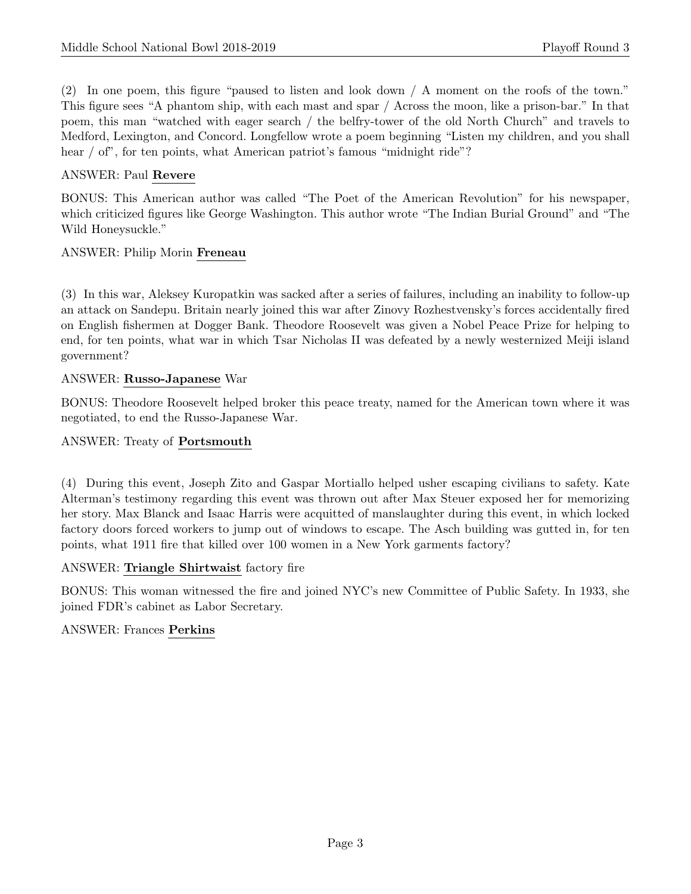(2) In one poem, this figure "paused to listen and look down / A moment on the roofs of the town." This figure sees "A phantom ship, with each mast and spar / Across the moon, like a prison-bar." In that poem, this man "watched with eager search / the belfry-tower of the old North Church" and travels to Medford, Lexington, and Concord. Longfellow wrote a poem beginning "Listen my children, and you shall hear / of", for ten points, what American patriot's famous "midnight ride"?

ANSWER: Paul **<u>Revere</u>**

BONUS: This American author was called "The Poet of the American Revolution" for his newspaper, which criticized figures like George Washington. This author wrote "The Indian Burial Ground" and "The Wild Honeysuckle."

ANSWER: Philip Morin **<u>Freneau</u>**

(3) In this war, Aleksey Kuropatkin was sacked after a series of failures, including an inability to follow-up an attack on Sandepu. Britain nearly joined this war after Zinovy Rozhestvensky's forces accidentally fired on English fishermen at Dogger Bank. Theodore Roosevelt was given a Nobel Peace Prize for helping to end, for ten points, what war in which Tsar Nicholas II was defeated by a newly westernized Meiji island government?

ANSWER: **<u>Russo-Japanese</u>** War

BONUS: Theodore Roosevelt helped broker this peace treaty, named for the American town where it was negotiated, to end the Russo-Japanese War.

ANSWER: Treaty of **<u>Portsmouth</u>**

(4) During this event, Joseph Zito and Gaspar Mortiallo helped usher escaping civilians to safety. Kate Alterman's testimony regarding this event was thrown out after Max Steuer exposed her for memorizing her story. Max Blanck and Isaac Harris were acquitted of manslaughter during this event, in which locked factory doors forced workers to jump out of windows to escape. The Asch building was gutted in, for ten points, what 1911 fire that killed over 100 women in a New York garments factory?

ANSWER: **<u>Triangle Shirtwaist</u>** factory fire

BONUS: This woman witnessed the fire and joined NYC's new Committee of Public Safety. In 1933, she joined FDR's cabinet as Labor Secretary.

ANSWER: Frances **<u>Perkins</u>**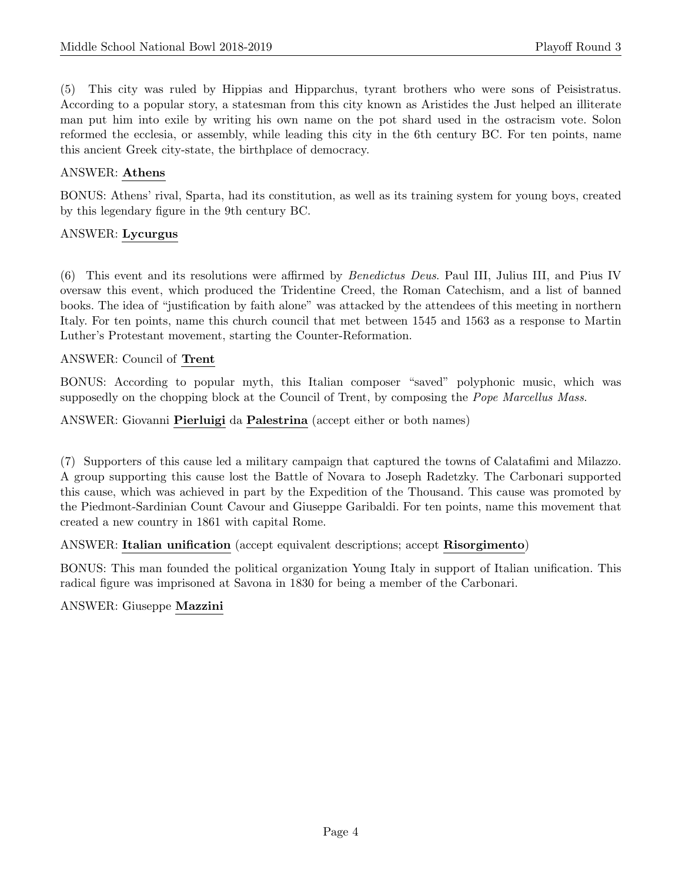(5) This city was ruled by Hippias and Hipparchus, tyrant brothers who were sons of Peisistratus. According to a popular story, a statesman from this city known as Aristides the Just helped an illiterate man put him into exile by writing his own name on the pot shard used in the ostracism vote. Solon reformed the ecclesia, or assembly, while leading this city in the 6th century BC. For ten points, name this ancient Greek city-state, the birthplace of democracy.

ANSWER: **Athens**

BONUS: Athens' rival, Sparta, had its constitution, as well as its training system for young boys, created by this legendary figure in the 9th century BC.

ANSWER: **Lycurgus**

(6) This event and its resolutions were affirmed by *Benedictus Deus*. Paul III, Julius III, and Pius IV oversaw this event, which produced the Tridentine Creed, the Roman Catechism, and a list of banned books. The idea of "justification by faith alone" was attacked by the attendees of this meeting in northern Italy. For ten points, name this church council that met between 1545 and 1563 as a response to Martin Luther's Protestant movement, starting the Counter-Reformation.

ANSWER: Council of **Trent**

BONUS: According to popular myth, this Italian composer "saved" polyphonic music, which was supposedly on the chopping block at the Council of Trent, by composing the *Pope Marcellus Mass*.

ANSWER: Giovanni **Pierluigi** da **Palestrina** (accept either or both names)

(7) Supporters of this cause led a military campaign that captured the towns of Calatafimi and Milazzo. A group supporting this cause lost the Battle of Novara to Joseph Radetzky. The Carbonari supported this cause, which was achieved in part by the Expedition of the Thousand. This cause was promoted by the Piedmont-Sardinian Count Cavour and Giuseppe Garibaldi. For ten points, name this movement that created a new country in 1861 with capital Rome.

ANSWER: **Italian unification** (accept equivalent descriptions; accept **Risorgimento**)

BONUS: This man founded the political organization Young Italy in support of Italian unification. This radical figure was imprisoned at Savona in 1830 for being a member of the Carbonari.

ANSWER: Giuseppe **Mazzini**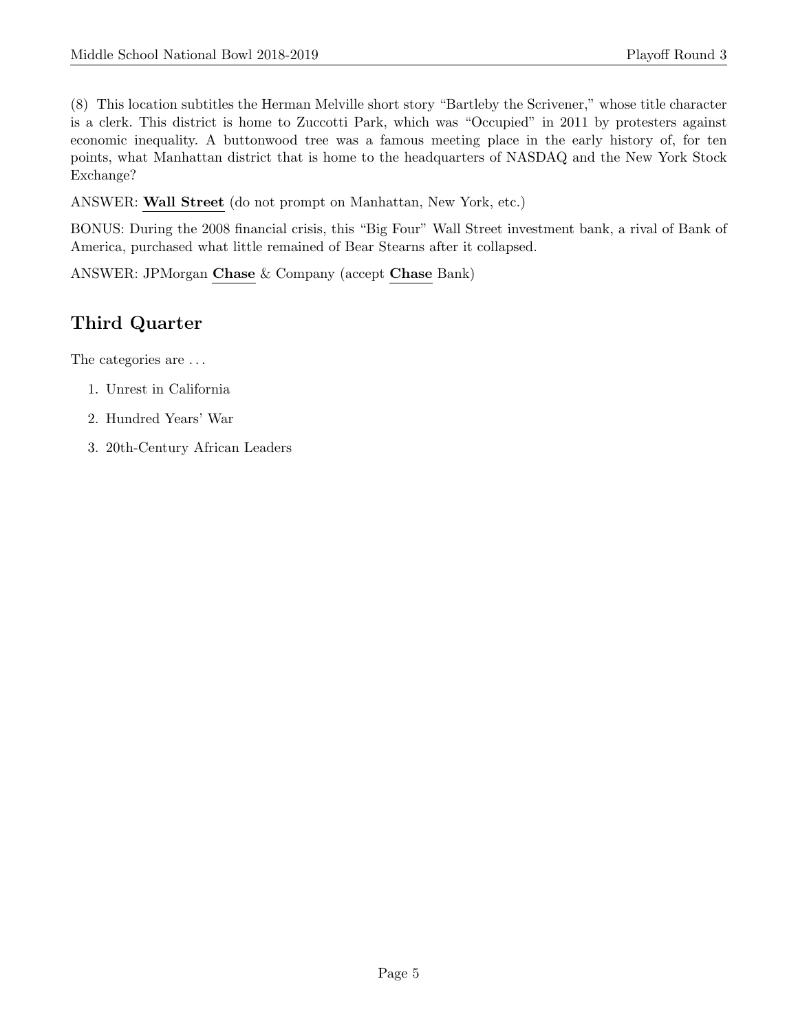(8) This location subtitles the Herman Melville short story "Bartleby the Scrivener," whose title character is a clerk. This district is home to Zuccotti Park, which was "Occupied" in 2011 by protesters against economic inequality. A buttonwood tree was a famous meeting place in the early history of, for ten points, what Manhattan district that is home to the headquarters of NASDAQ and the New York Stock Exchange?

ANSWER: **Wall Street** (do not prompt on Manhattan, New York, etc.)

BONUS: During the 2008 financial crisis, this "Big Four" Wall Street investment bank, a rival of Bank of America, purchased what little remained of Bear Stearns after it collapsed.

ANSWER: JPMorgan **Chase** & Company (accept **Chase** Bank)

## Third Quarter

The categories are . . .

1. Unrest in California
2. Hundred Years' War
3. 20th-Century African Leaders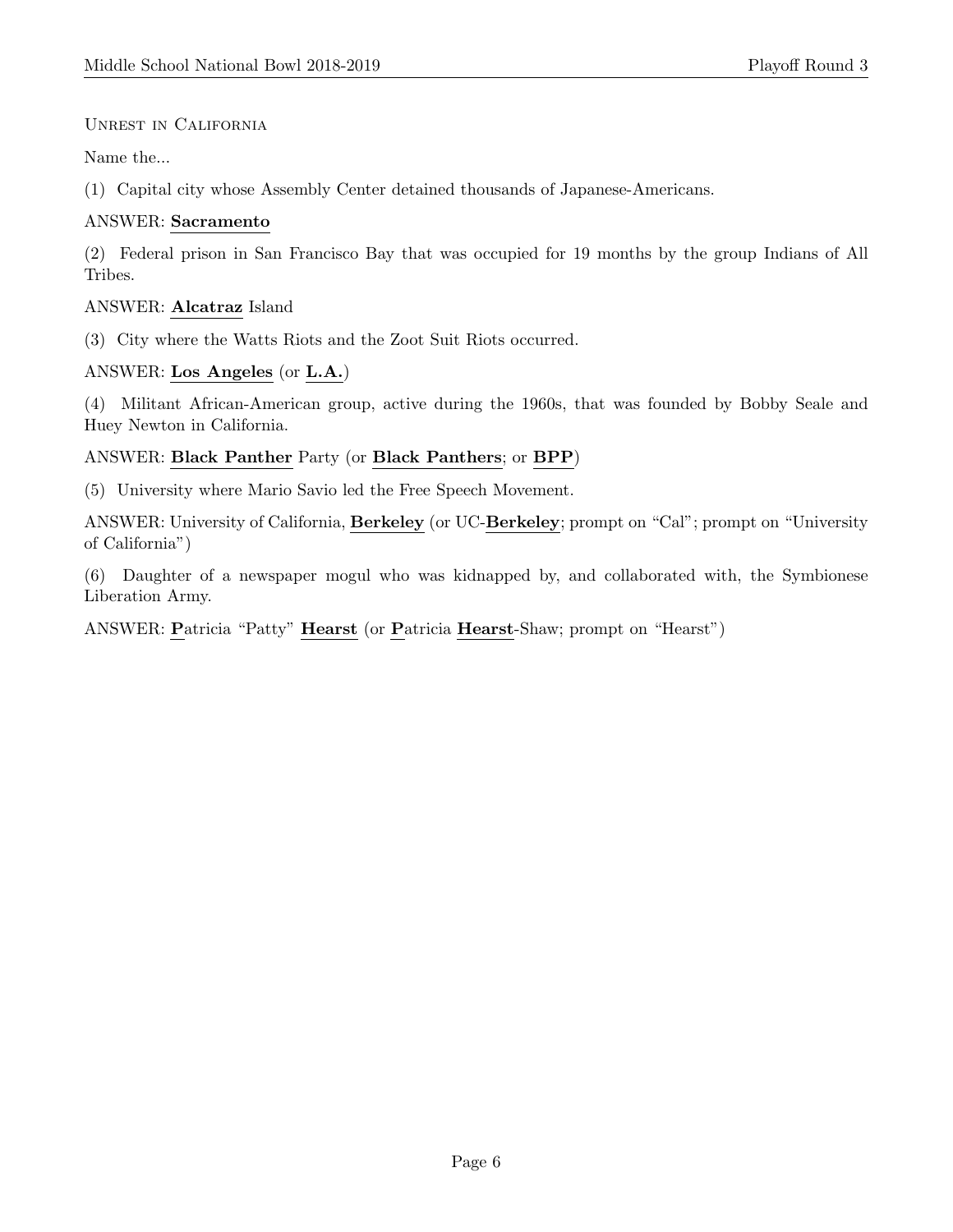Unrest in California

Name the...

(1) Capital city whose Assembly Center detained thousands of Japanese-Americans.

ANSWER: **Sacramento**

(2) Federal prison in San Francisco Bay that was occupied for 19 months by the group Indians of All Tribes.

ANSWER: **Alcatraz** Island

(3) City where the Watts Riots and the Zoot Suit Riots occurred.

ANSWER: **Los Angeles** (or **L.A.**)

(4) Militant African-American group, active during the 1960s, that was founded by Bobby Seale and Huey Newton in California.

ANSWER: **Black Panther** Party (or **Black Panthers**; or **BPP**)

(5) University where Mario Savio led the Free Speech Movement.

ANSWER: University of California, **Berkeley** (or UC-**Berkeley**; prompt on "Cal"; prompt on "University of California")

(6) Daughter of a newspaper mogul who was kidnapped by, and collaborated with, the Symbionese Liberation Army.

ANSWER: **P**atricia "Patty" **Hearst** (or **P**atricia **Hearst**-Shaw; prompt on "Hearst")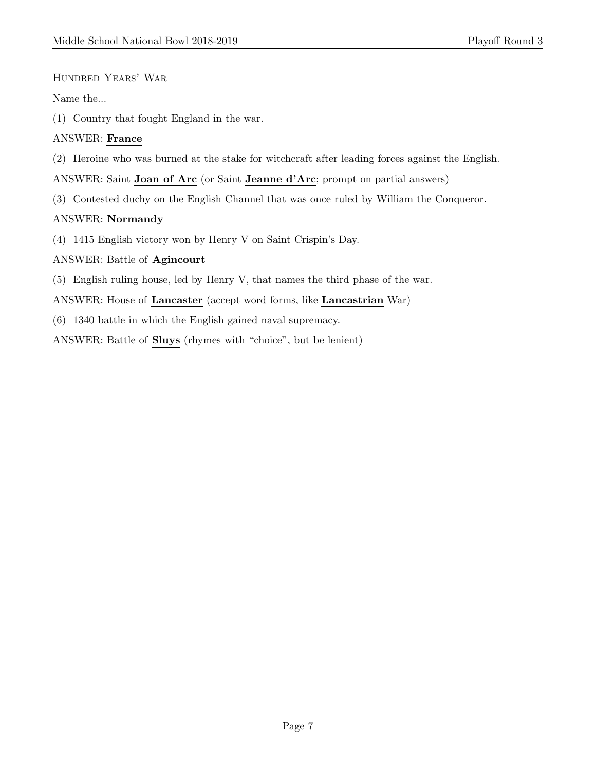HUNDRED YEARS' WAR

Name the...

(1) Country that fought England in the war.

ANSWER: **France**

(2) Heroine who was burned at the stake for witchcraft after leading forces against the English.

ANSWER: Saint **Joan of Arc** (or Saint **Jeanne d'Arc**; prompt on partial answers)

(3) Contested duchy on the English Channel that was once ruled by William the Conqueror.

ANSWER: **Normandy**

(4) 1415 English victory won by Henry V on Saint Crispin's Day.

ANSWER: Battle of **Agincourt**

(5) English ruling house, led by Henry V, that names the third phase of the war.

ANSWER: House of **Lancaster** (accept word forms, like **Lancastrian** War)

(6) 1340 battle in which the English gained naval supremacy.

ANSWER: Battle of **Sluys** (rhymes with "choice", but be lenient)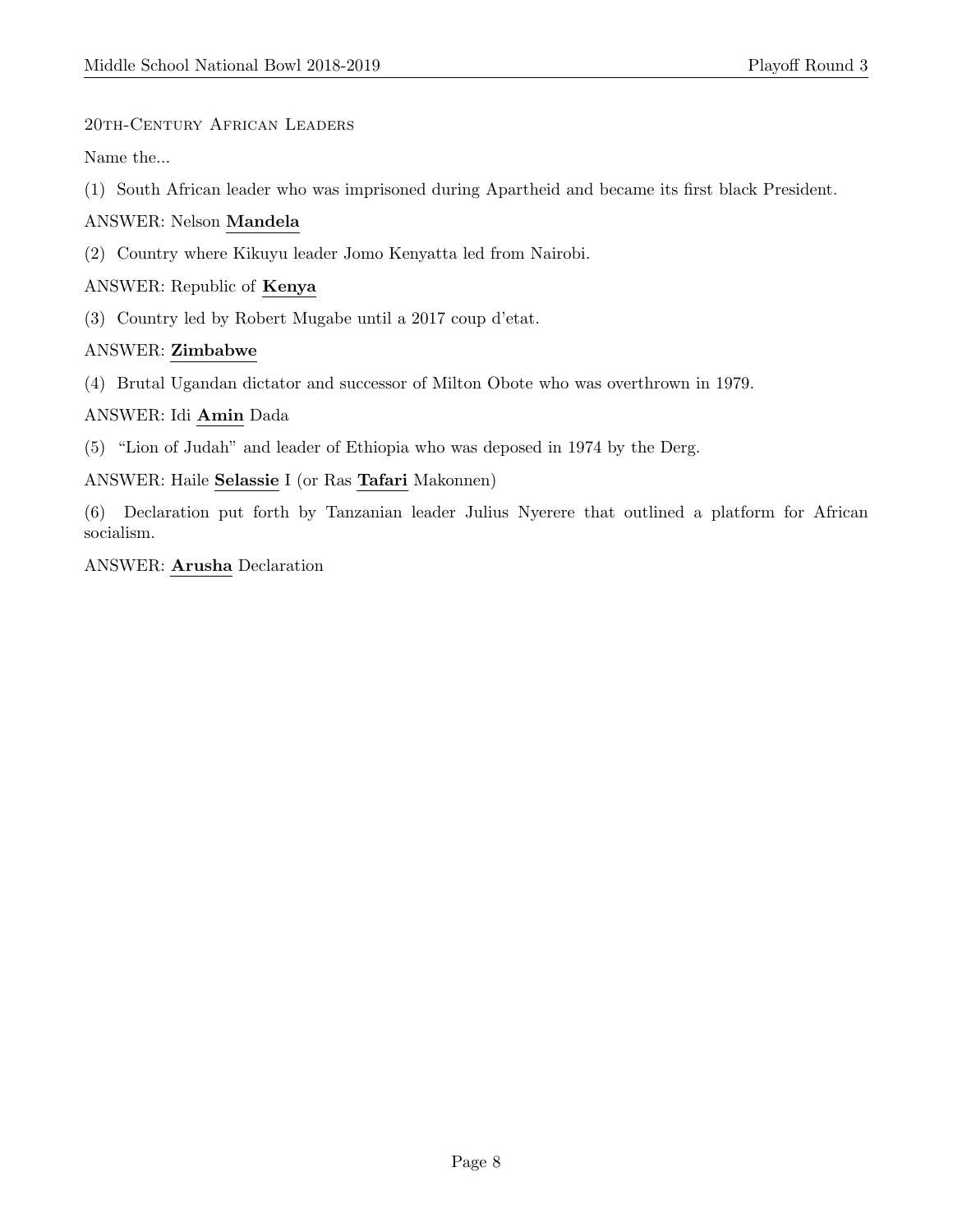## 20th-Century African Leaders

Name the...

(1) South African leader who was imprisoned during Apartheid and became its first black President.

ANSWER: Nelson **Mandela**

(2) Country where Kikuyu leader Jomo Kenyatta led from Nairobi.

ANSWER: Republic of **Kenya**

(3) Country led by Robert Mugabe until a 2017 coup d'etat.

ANSWER: **Zimbabwe**

(4) Brutal Ugandan dictator and successor of Milton Obote who was overthrown in 1979.

ANSWER: Idi **Amin** Dada

(5) "Lion of Judah" and leader of Ethiopia who was deposed in 1974 by the Derg.

ANSWER: Haile **Selassie** I (or Ras **Tafari** Makonnen)

(6) Declaration put forth by Tanzanian leader Julius Nyerere that outlined a platform for African socialism.

ANSWER: **Arusha** Declaration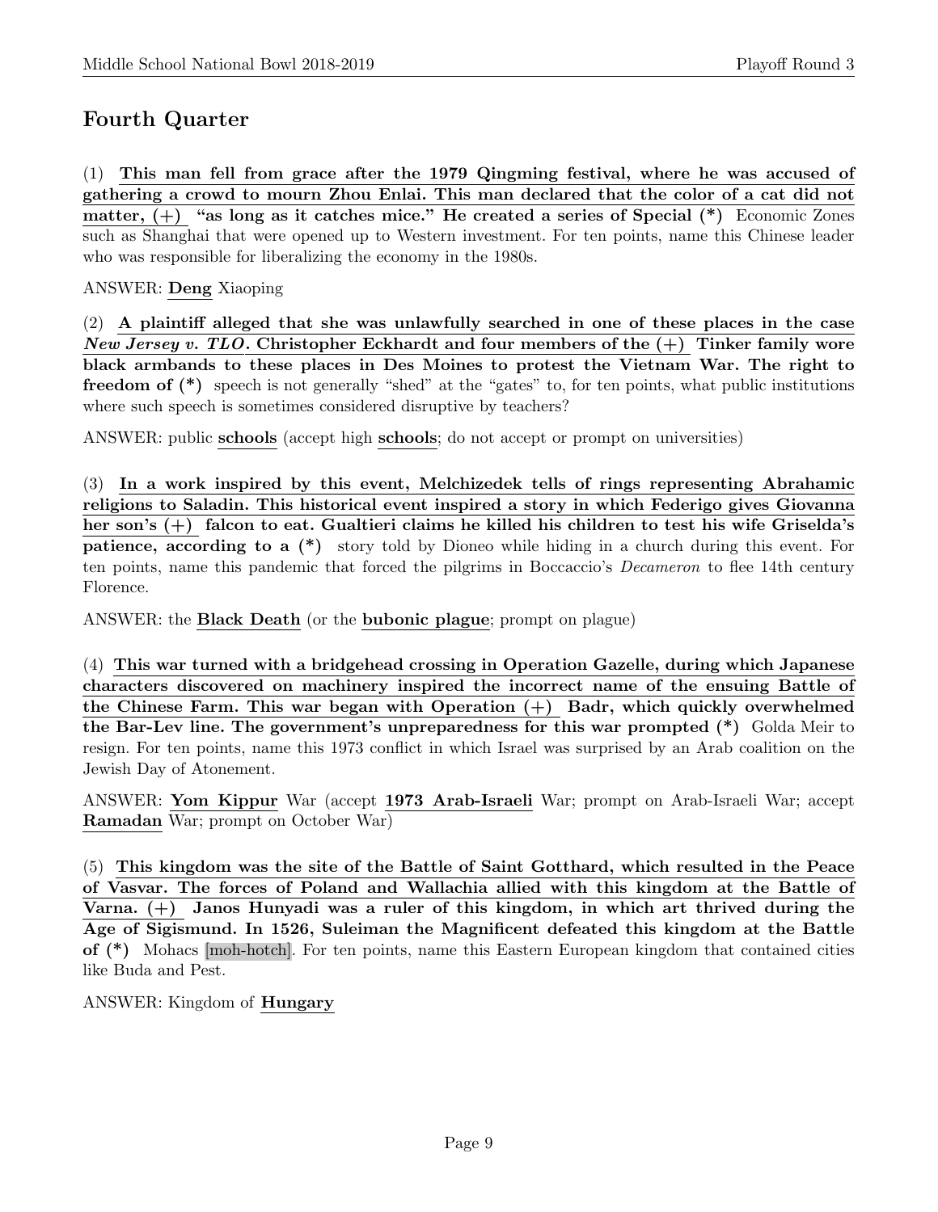## Fourth Quarter

(1) **This man fell from grace after the 1979 Qingming festival, where he was accused of gathering a crowd to mourn Zhou Enlai. This man declared that the color of a cat did not matter, (+) "as long as it catches mice." He created a series of Special (*)** Economic Zones such as Shanghai that were opened up to Western investment. For ten points, name this Chinese leader who was responsible for liberalizing the economy in the 1980s.

ANSWER: **Deng** Xiaoping

(2) **A plaintiff alleged that she was unlawfully searched in one of these places in the case *New Jersey v. TLO*. Christopher Eckhardt and four members of the (+) Tinker family wore black armbands to these places in Des Moines to protest the Vietnam War. The right to freedom of (*)** speech is not generally "shed" at the "gates" to, for ten points, what public institutions where such speech is sometimes considered disruptive by teachers?

ANSWER: public **schools** (accept high **schools**; do not accept or prompt on universities)

(3) **In a work inspired by this event, Melchizedek tells of rings representing Abrahamic religions to Saladin. This historical event inspired a story in which Federigo gives Giovanna her son's (+) falcon to eat. Gualtieri claims he killed his children to test his wife Griselda's patience, according to a (*)** story told by Dioneo while hiding in a church during this event. For ten points, name this pandemic that forced the pilgrims in Boccaccio's *Decameron* to flee 14th century Florence.

ANSWER: the **Black Death** (or the **bubonic plague**; prompt on plague)

(4) **This war turned with a bridgehead crossing in Operation Gazelle, during which Japanese characters discovered on machinery inspired the incorrect name of the ensuing Battle of the Chinese Farm. This war began with Operation (+) Badr, which quickly overwhelmed the Bar-Lev line. The government's unpreparedness for this war prompted (*)** Golda Meir to resign. For ten points, name this 1973 conflict in which Israel was surprised by an Arab coalition on the Jewish Day of Atonement.

ANSWER: **Yom Kippur** War (accept **1973 Arab-Israeli** War; prompt on Arab-Israeli War; accept **Ramadan** War; prompt on October War)

(5) **This kingdom was the site of the Battle of Saint Gotthard, which resulted in the Peace of Vasvar. The forces of Poland and Wallachia allied with this kingdom at the Battle of Varna. (+) Janos Hunyadi was a ruler of this kingdom, in which art thrived during the Age of Sigismund. In 1526, Suleiman the Magnificent defeated this kingdom at the Battle of (*)** Mohacs [moh-hotch]. For ten points, name this Eastern European kingdom that contained cities like Buda and Pest.

ANSWER: Kingdom of **Hungary**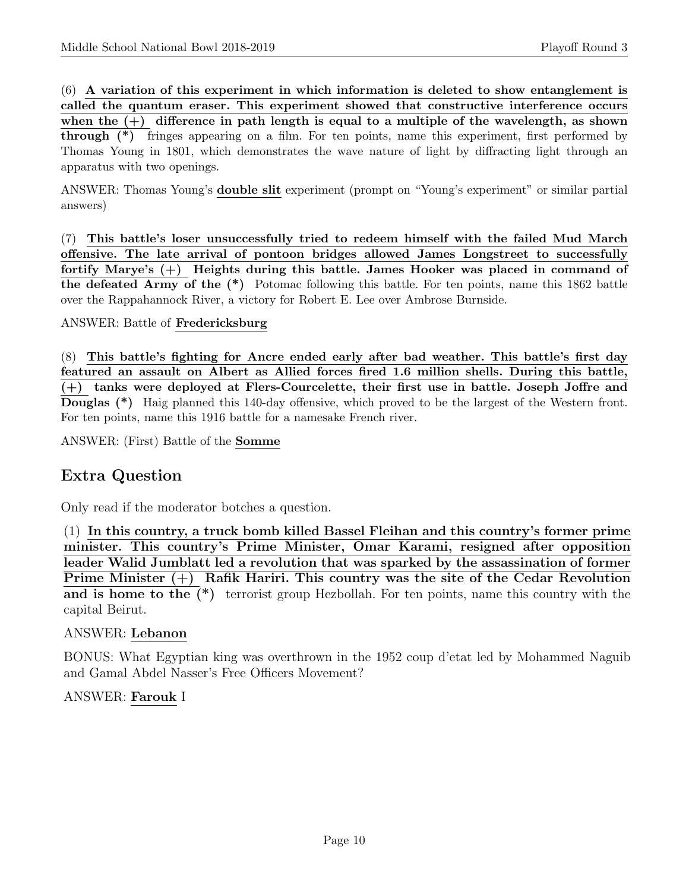(6) **A variation of this experiment in which information is deleted to show entanglement is called the quantum eraser. This experiment showed that constructive interference occurs when the (+) difference in path length is equal to a multiple of the wavelength, as shown through (*)** fringes appearing on a film. For ten points, name this experiment, first performed by Thomas Young in 1801, which demonstrates the wave nature of light by diffracting light through an apparatus with two openings.

ANSWER: Thomas Young's **double slit** experiment (prompt on "Young's experiment" or similar partial answers)

(7) **This battle's loser unsuccessfully tried to redeem himself with the failed Mud March offensive. The late arrival of pontoon bridges allowed James Longstreet to successfully fortify Marye's (+) Heights during this battle. James Hooker was placed in command of the defeated Army of the (*)** Potomac following this battle. For ten points, name this 1862 battle over the Rappahannock River, a victory for Robert E. Lee over Ambrose Burnside.

ANSWER: Battle of **Fredericksburg**

(8) **This battle's fighting for Ancre ended early after bad weather. This battle's first day featured an assault on Albert as Allied forces fired 1.6 million shells. During this battle, (+) tanks were deployed at Flers-Courcelette, their first use in battle. Joseph Joffre and Douglas (*)** Haig planned this 140-day offensive, which proved to be the largest of the Western front. For ten points, name this 1916 battle for a namesake French river.

ANSWER: (First) Battle of the **Somme**

## Extra Question

Only read if the moderator botches a question.

(1) **In this country, a truck bomb killed Bassel Fleihan and this country's former prime minister. This country's Prime Minister, Omar Karami, resigned after opposition leader Walid Jumblatt led a revolution that was sparked by the assassination of former Prime Minister (+) Rafik Hariri. This country was the site of the Cedar Revolution and is home to the (*)** terrorist group Hezbollah. For ten points, name this country with the capital Beirut.

ANSWER: **Lebanon**

BONUS: What Egyptian king was overthrown in the 1952 coup d'etat led by Mohammed Naguib and Gamal Abdel Nasser's Free Officers Movement?

ANSWER: **Farouk** I